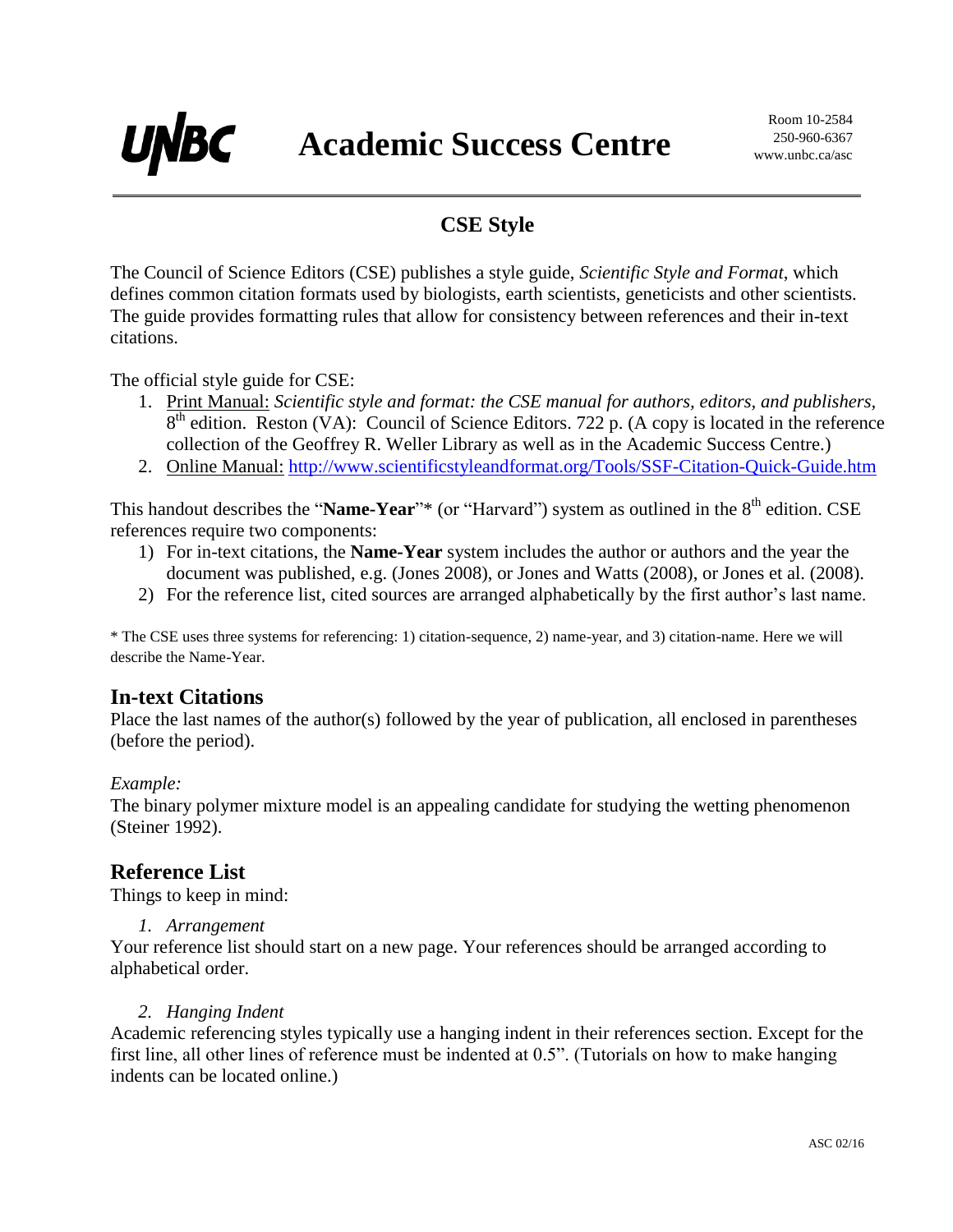# UNBC Academic Success Centre

Room 10-2584
250-960-6367
www.unbc.ca/asc

## CSE Style

The Council of Science Editors (CSE) publishes a style guide, *Scientific Style and Format*, which defines common citation formats used by biologists, earth scientists, geneticists and other scientists. The guide provides formatting rules that allow for consistency between references and their in-text citations.

The official style guide for CSE:

1. Print Manual: *Scientific style and format: the CSE manual for authors, editors, and publishers,* 8th edition. Reston (VA): Council of Science Editors. 722 p. (A copy is located in the reference collection of the Geoffrey R. Weller Library as well as in the Academic Success Centre.)
2. Online Manual: http://www.scientificstyleandformat.org/Tools/SSF-Citation-Quick-Guide.htm

This handout describes the "**Name-Year**"* (or "Harvard") system as outlined in the 8th edition. CSE references require two components:

1) For in-text citations, the **Name-Year** system includes the author or authors and the year the document was published, e.g. (Jones 2008), or Jones and Watts (2008), or Jones et al. (2008).
2) For the reference list, cited sources are arranged alphabetically by the first author's last name.

\* The CSE uses three systems for referencing: 1) citation-sequence, 2) name-year, and 3) citation-name. Here we will describe the Name-Year.

### In-text Citations

Place the last names of the author(s) followed by the year of publication, all enclosed in parentheses (before the period).

*Example:*
The binary polymer mixture model is an appealing candidate for studying the wetting phenomenon (Steiner 1992).

### Reference List

Things to keep in mind:

*1. Arrangement*

Your reference list should start on a new page. Your references should be arranged according to alphabetical order.

*2. Hanging Indent*

Academic referencing styles typically use a hanging indent in their references section. Except for the first line, all other lines of reference must be indented at 0.5". (Tutorials on how to make hanging indents can be located online.)

ASC 02/16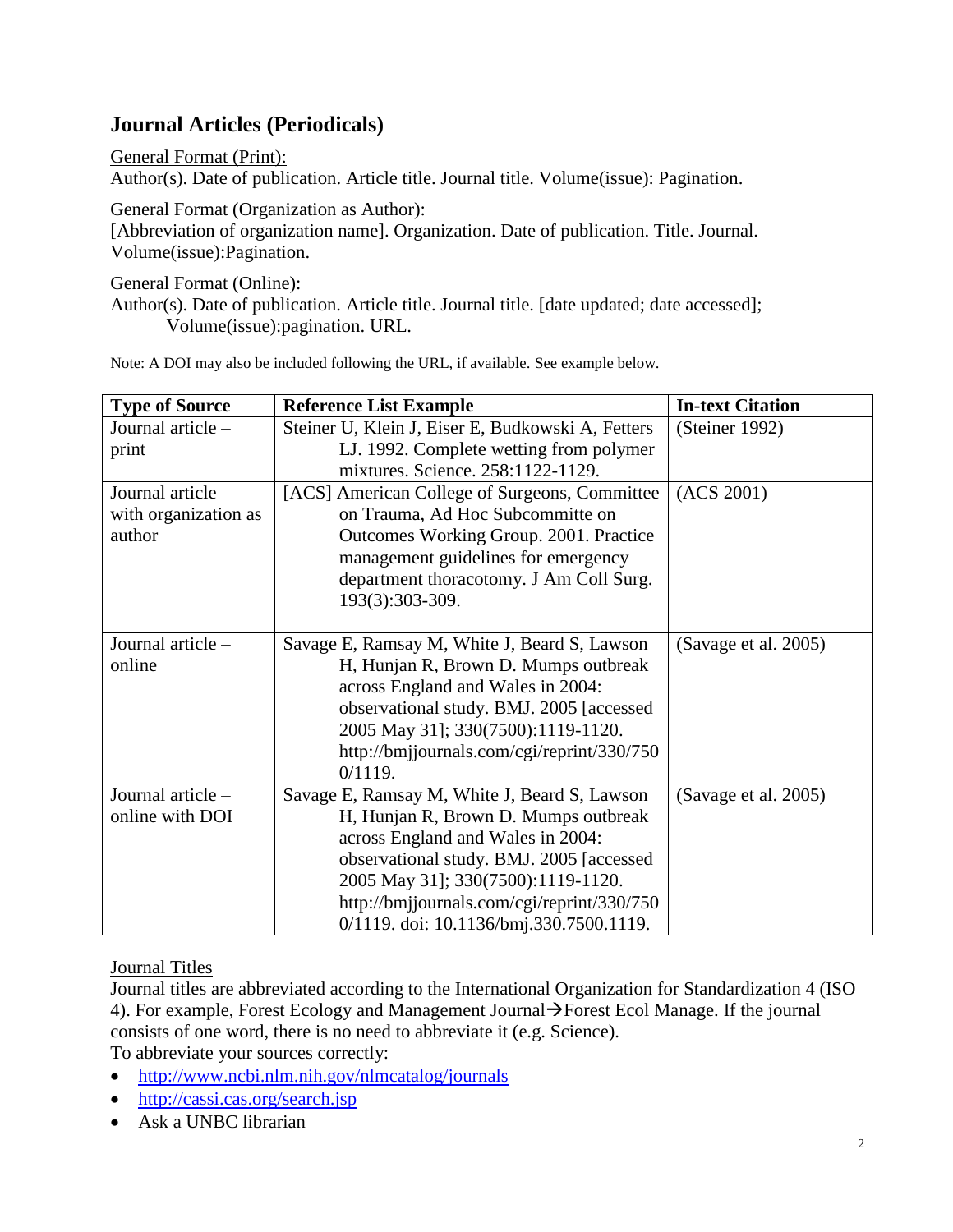## Journal Articles (Periodicals)

General Format (Print):
Author(s). Date of publication. Article title. Journal title. Volume(issue): Pagination.

General Format (Organization as Author):
[Abbreviation of organization name]. Organization. Date of publication. Title. Journal. Volume(issue):Pagination.

General Format (Online):
Author(s). Date of publication. Article title. Journal title. [date updated; date accessed]; Volume(issue):pagination. URL.

Note: A DOI may also be included following the URL, if available. See example below.

| Type of Source | Reference List Example | In-text Citation |
| --- | --- | --- |
| Journal article – print | Steiner U, Klein J, Eiser E, Budkowski A, Fetters LJ. 1992. Complete wetting from polymer mixtures. Science. 258:1122-1129. | (Steiner 1992) |
| Journal article – with organization as author | [ACS] American College of Surgeons, Committee on Trauma, Ad Hoc Subcommitte on Outcomes Working Group. 2001. Practice management guidelines for emergency department thoracotomy. J Am Coll Surg. 193(3):303-309. | (ACS 2001) |
| Journal article – online | Savage E, Ramsay M, White J, Beard S, Lawson H, Hunjan R, Brown D. Mumps outbreak across England and Wales in 2004: observational study. BMJ. 2005 [accessed 2005 May 31]; 330(7500):1119-1120. http://bmjjournals.com/cgi/reprint/330/7500/1119. | (Savage et al. 2005) |
| Journal article – online with DOI | Savage E, Ramsay M, White J, Beard S, Lawson H, Hunjan R, Brown D. Mumps outbreak across England and Wales in 2004: observational study. BMJ. 2005 [accessed 2005 May 31]; 330(7500):1119-1120. http://bmjjournals.com/cgi/reprint/330/7500/1119. doi: 10.1136/bmj.330.7500.1119. | (Savage et al. 2005) |

Journal Titles
Journal titles are abbreviated according to the International Organization for Standardization 4 (ISO 4). For example, Forest Ecology and Management Journal→Forest Ecol Manage. If the journal consists of one word, there is no need to abbreviate it (e.g. Science).
To abbreviate your sources correctly:

- http://www.ncbi.nlm.nih.gov/nlmcatalog/journals
- http://cassi.cas.org/search.jsp
- Ask a UNBC librarian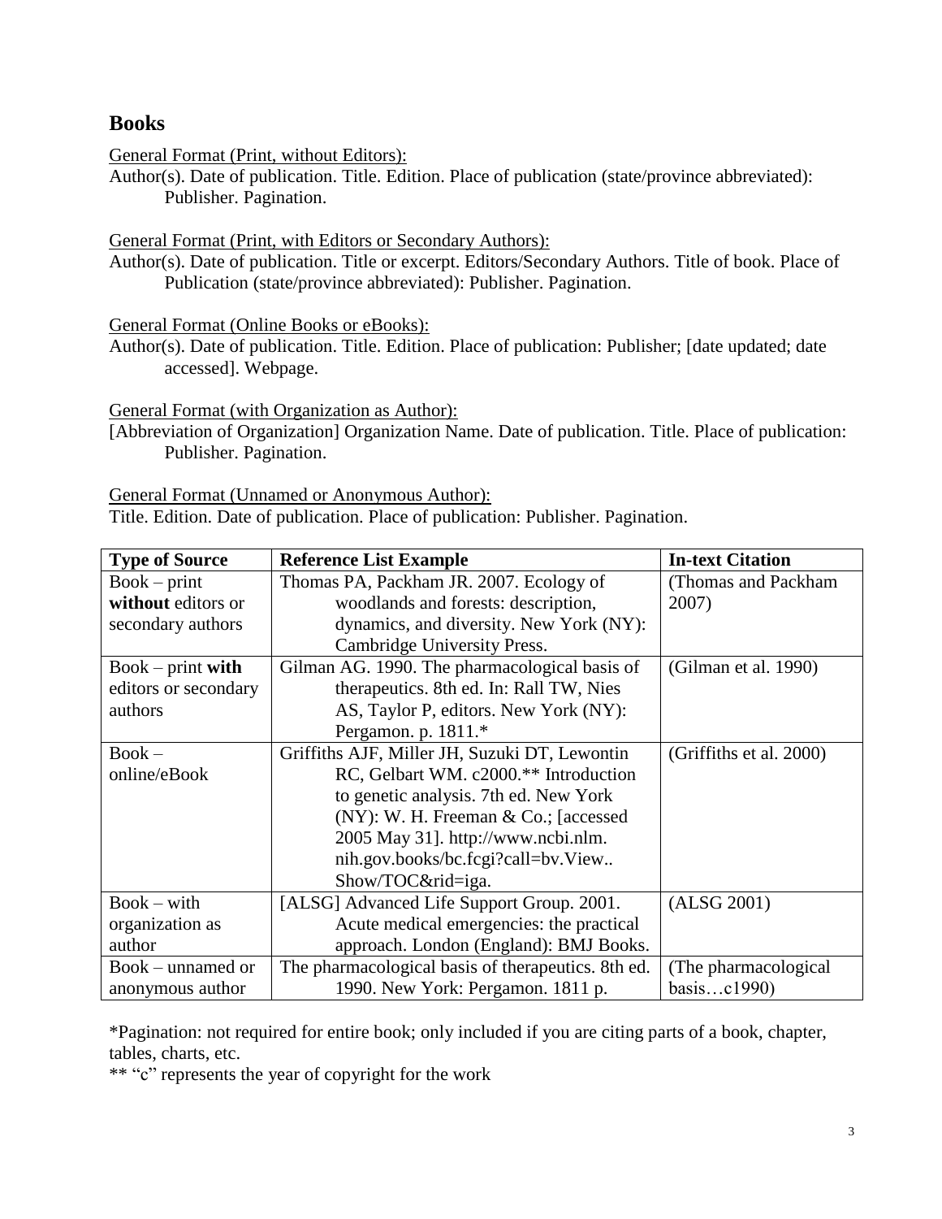## Books

General Format (Print, without Editors):

Author(s). Date of publication. Title. Edition. Place of publication (state/province abbreviated): Publisher. Pagination.

General Format (Print, with Editors or Secondary Authors):

Author(s). Date of publication. Title or excerpt. Editors/Secondary Authors. Title of book. Place of Publication (state/province abbreviated): Publisher. Pagination.

General Format (Online Books or eBooks):

Author(s). Date of publication. Title. Edition. Place of publication: Publisher; [date updated; date accessed]. Webpage.

General Format (with Organization as Author):

[Abbreviation of Organization] Organization Name. Date of publication. Title. Place of publication: Publisher. Pagination.

General Format (Unnamed or Anonymous Author):

Title. Edition. Date of publication. Place of publication: Publisher. Pagination.

| Type of Source | Reference List Example | In-text Citation |
|---|---|---|
| Book – print **without** editors or secondary authors | Thomas PA, Packham JR. 2007. Ecology of woodlands and forests: description, dynamics, and diversity. New York (NY): Cambridge University Press. | (Thomas and Packham 2007) |
| Book – print **with** editors or secondary authors | Gilman AG. 1990. The pharmacological basis of therapeutics. 8th ed. In: Rall TW, Nies AS, Taylor P, editors. New York (NY): Pergamon. p. 1811.* | (Gilman et al. 1990) |
| Book – online/eBook | Griffiths AJF, Miller JH, Suzuki DT, Lewontin RC, Gelbart WM. c2000.** Introduction to genetic analysis. 7th ed. New York (NY): W. H. Freeman & Co.; [accessed 2005 May 31]. http://www.ncbi.nlm.nih.gov.books/bc.fcgi?call=bv.View..Show/TOC&rid=iga. | (Griffiths et al. 2000) |
| Book – with organization as author | [ALSG] Advanced Life Support Group. 2001. Acute medical emergencies: the practical approach. London (England): BMJ Books. | (ALSG 2001) |
| Book – unnamed or anonymous author | The pharmacological basis of therapeutics. 8th ed. 1990. New York: Pergamon. 1811 p. | (The pharmacological basis…c1990) |

*Pagination: not required for entire book; only included if you are citing parts of a book, chapter, tables, charts, etc.

** "c" represents the year of copyright for the work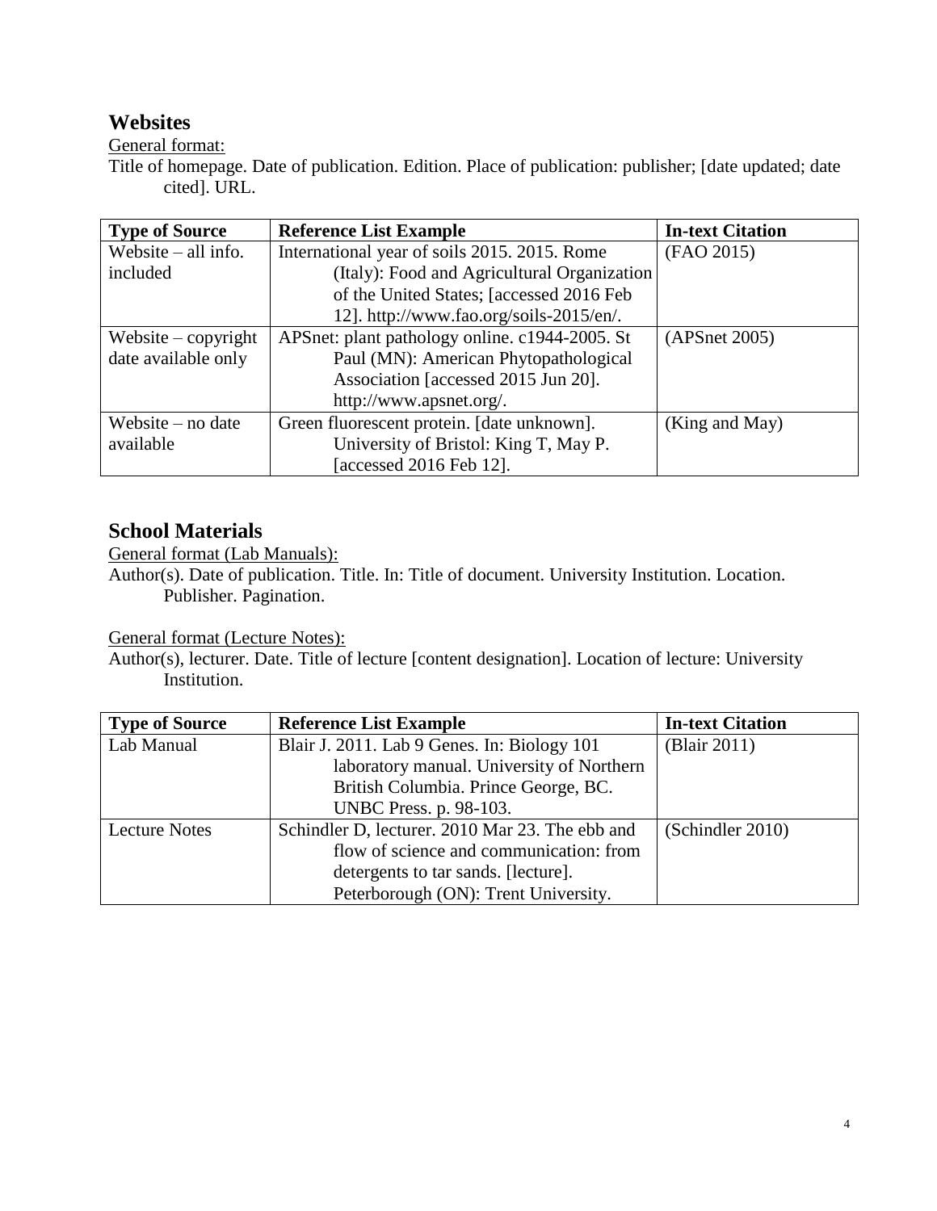## Websites

General format:

Title of homepage. Date of publication. Edition. Place of publication: publisher; [date updated; date cited]. URL.

| Type of Source | Reference List Example | In-text Citation |
|---|---|---|
| Website – all info. included | International year of soils 2015. 2015. Rome (Italy): Food and Agricultural Organization of the United States; [accessed 2016 Feb 12]. http://www.fao.org/soils-2015/en/. | (FAO 2015) |
| Website – copyright date available only | APSnet: plant pathology online. c1944-2005. St Paul (MN): American Phytopathological Association [accessed 2015 Jun 20]. http://www.apsnet.org/. | (APSnet 2005) |
| Website – no date available | Green fluorescent protein. [date unknown]. University of Bristol: King T, May P. [accessed 2016 Feb 12]. | (King and May) |

## School Materials

General format (Lab Manuals):

Author(s). Date of publication. Title. In: Title of document. University Institution. Location. Publisher. Pagination.

General format (Lecture Notes):

Author(s), lecturer. Date. Title of lecture [content designation]. Location of lecture: University Institution.

| Type of Source | Reference List Example | In-text Citation |
|---|---|---|
| Lab Manual | Blair J. 2011. Lab 9 Genes. In: Biology 101 laboratory manual. University of Northern British Columbia. Prince George, BC. UNBC Press. p. 98-103. | (Blair 2011) |
| Lecture Notes | Schindler D, lecturer. 2010 Mar 23. The ebb and flow of science and communication: from detergents to tar sands. [lecture]. Peterborough (ON): Trent University. | (Schindler 2010) |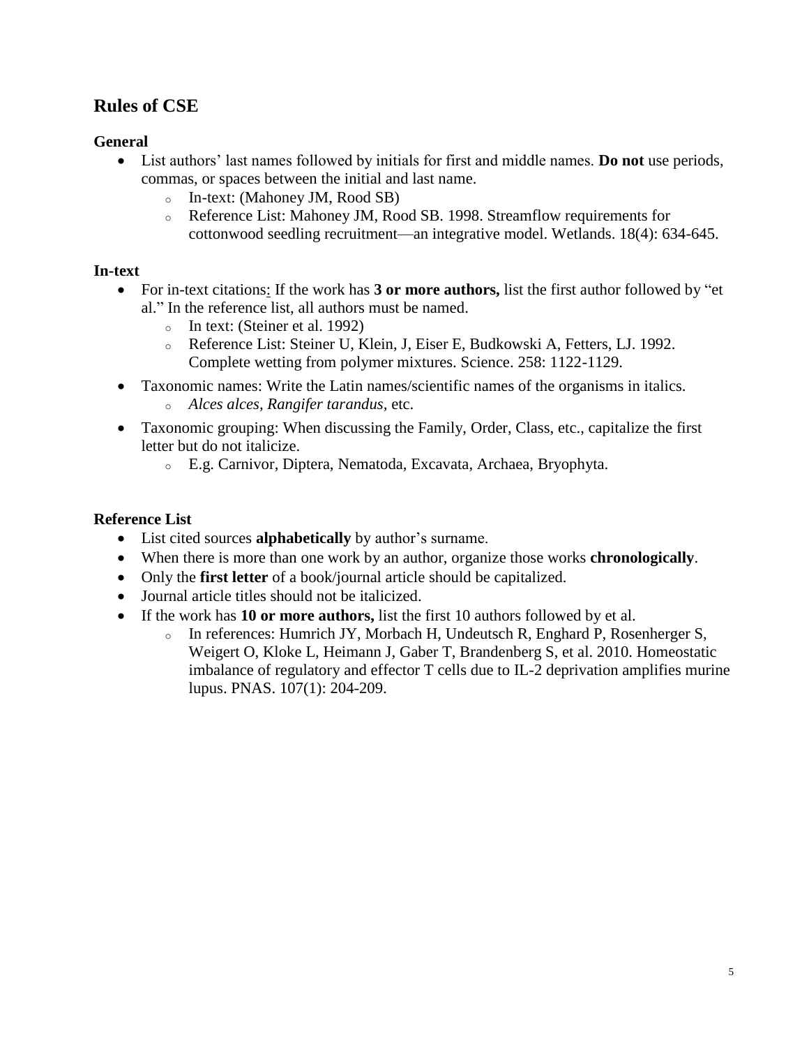## Rules of CSE

### General

- List authors' last names followed by initials for first and middle names. **Do not** use periods, commas, or spaces between the initial and last name.
  - In-text: (Mahoney JM, Rood SB)
  - Reference List: Mahoney JM, Rood SB. 1998. Streamflow requirements for cottonwood seedling recruitment—an integrative model. Wetlands. 18(4): 634-645.

### In-text

- For in-text citations: If the work has **3 or more authors,** list the first author followed by "et al." In the reference list, all authors must be named.
  - In text: (Steiner et al. 1992)
  - Reference List: Steiner U, Klein, J, Eiser E, Budkowski A, Fetters, LJ. 1992. Complete wetting from polymer mixtures. Science. 258: 1122-1129.
- Taxonomic names: Write the Latin names/scientific names of the organisms in italics.
  - *Alces alces*, *Rangifer tarandus*, etc.
- Taxonomic grouping: When discussing the Family, Order, Class, etc., capitalize the first letter but do not italicize.
  - E.g. Carnivor, Diptera, Nematoda, Excavata, Archaea, Bryophyta.

### Reference List

- List cited sources **alphabetically** by author's surname.
- When there is more than one work by an author, organize those works **chronologically**.
- Only the **first letter** of a book/journal article should be capitalized.
- Journal article titles should not be italicized.
- If the work has **10 or more authors,** list the first 10 authors followed by et al.
  - In references: Humrich JY, Morbach H, Undeutsch R, Enghard P, Rosenherger S, Weigert O, Kloke L, Heimann J, Gaber T, Brandenberg S, et al. 2010. Homeostatic imbalance of regulatory and effector T cells due to IL-2 deprivation amplifies murine lupus. PNAS. 107(1): 204-209.